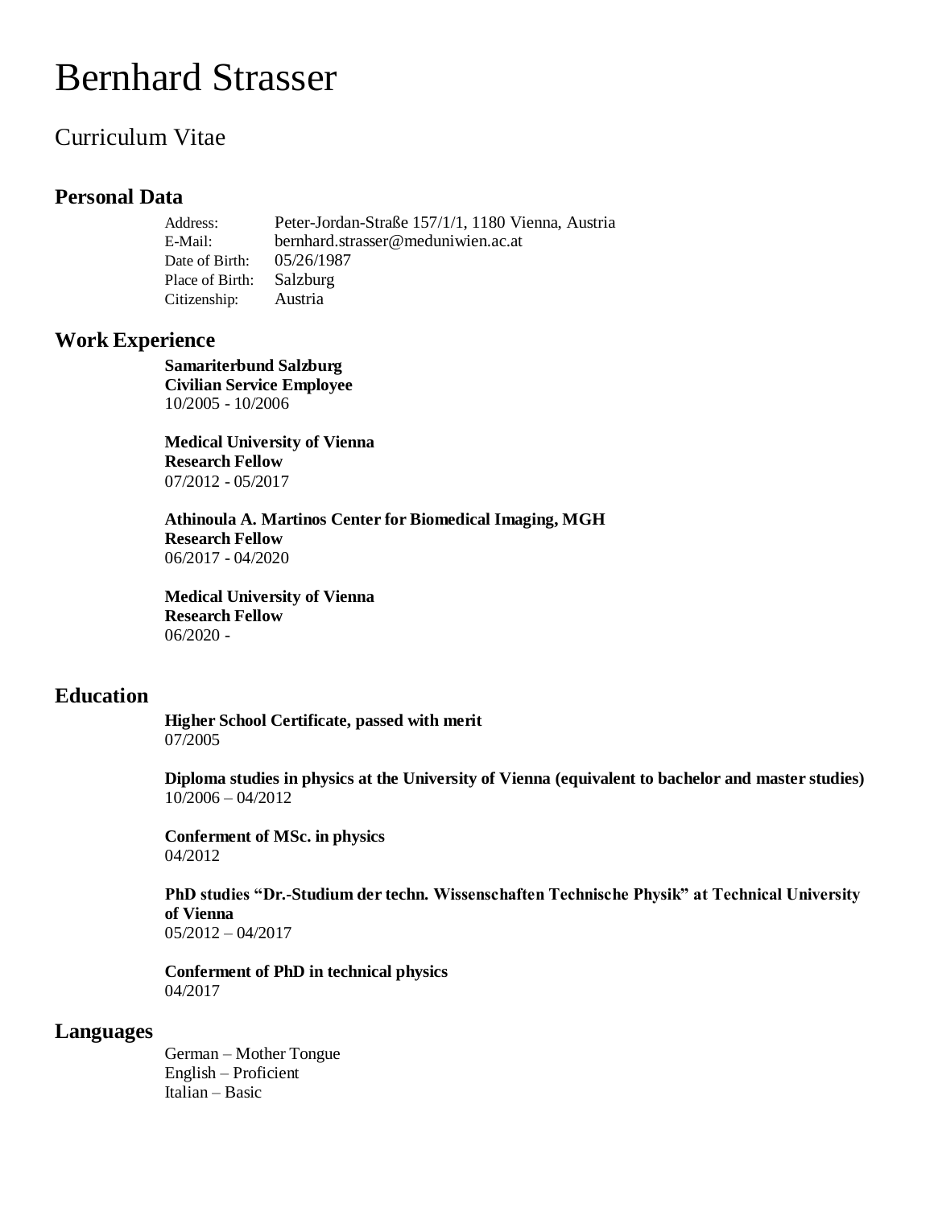# Bernhard Strasser

## Curriculum Vitae

### Personal Data

| | |
|---|---|
| Address: | Peter-Jordan-Straße 157/1/1, 1180 Vienna, Austria |
| E-Mail: | bernhard.strasser@meduniwien.ac.at |
| Date of Birth: | 05/26/1987 |
| Place of Birth: | Salzburg |
| Citizenship: | Austria |

### Work Experience

**Samariterbund Salzburg**
**Civilian Service Employee**
10/2005 - 10/2006

**Medical University of Vienna**
**Research Fellow**
07/2012 - 05/2017

**Athinoula A. Martinos Center for Biomedical Imaging, MGH**
**Research Fellow**
06/2017 - 04/2020

**Medical University of Vienna**
**Research Fellow**
06/2020 -

### Education

**Higher School Certificate, passed with merit**
07/2005

**Diploma studies in physics at the University of Vienna (equivalent to bachelor and master studies)**
10/2006 – 04/2012

**Conferment of MSc. in physics**
04/2012

**PhD studies "Dr.-Studium der techn. Wissenschaften Technische Physik" at Technical University of Vienna**
05/2012 – 04/2017

**Conferment of PhD in technical physics**
04/2017

### Languages

German – Mother Tongue
English – Proficient
Italian – Basic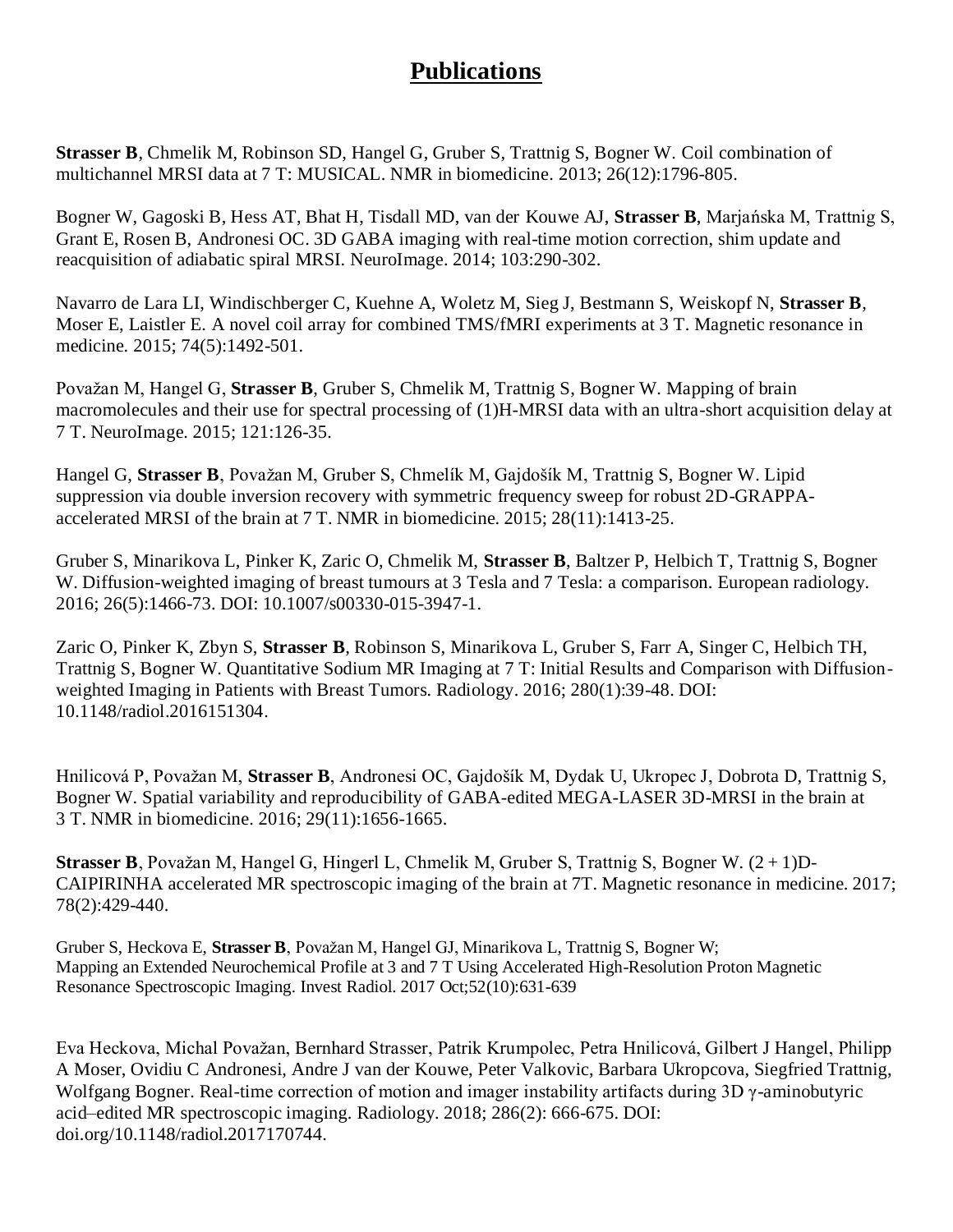# Publications

**Strasser B**, Chmelik M, Robinson SD, Hangel G, Gruber S, Trattnig S, Bogner W. Coil combination of multichannel MRSI data at 7 T: MUSICAL. NMR in biomedicine. 2013; 26(12):1796-805.

Bogner W, Gagoski B, Hess AT, Bhat H, Tisdall MD, van der Kouwe AJ, **Strasser B**, Marjańska M, Trattnig S, Grant E, Rosen B, Andronesi OC. 3D GABA imaging with real-time motion correction, shim update and reacquisition of adiabatic spiral MRSI. NeuroImage. 2014; 103:290-302.

Navarro de Lara LI, Windischberger C, Kuehne A, Woletz M, Sieg J, Bestmann S, Weiskopf N, **Strasser B**, Moser E, Laistler E. A novel coil array for combined TMS/fMRI experiments at 3 T. Magnetic resonance in medicine. 2015; 74(5):1492-501.

Považan M, Hangel G, **Strasser B**, Gruber S, Chmelik M, Trattnig S, Bogner W. Mapping of brain macromolecules and their use for spectral processing of (1)H-MRSI data with an ultra-short acquisition delay at 7 T. NeuroImage. 2015; 121:126-35.

Hangel G, **Strasser B**, Považan M, Gruber S, Chmelík M, Gajdošík M, Trattnig S, Bogner W. Lipid suppression via double inversion recovery with symmetric frequency sweep for robust 2D-GRAPPA-accelerated MRSI of the brain at 7 T. NMR in biomedicine. 2015; 28(11):1413-25.

Gruber S, Minarikova L, Pinker K, Zaric O, Chmelik M, **Strasser B**, Baltzer P, Helbich T, Trattnig S, Bogner W. Diffusion-weighted imaging of breast tumours at 3 Tesla and 7 Tesla: a comparison. European radiology. 2016; 26(5):1466-73. DOI: 10.1007/s00330-015-3947-1.

Zaric O, Pinker K, Zbyn S, **Strasser B**, Robinson S, Minarikova L, Gruber S, Farr A, Singer C, Helbich TH, Trattnig S, Bogner W. Quantitative Sodium MR Imaging at 7 T: Initial Results and Comparison with Diffusion-weighted Imaging in Patients with Breast Tumors. Radiology. 2016; 280(1):39-48. DOI: 10.1148/radiol.2016151304.

Hnilicová P, Považan M, **Strasser B**, Andronesi OC, Gajdošík M, Dydak U, Ukropec J, Dobrota D, Trattnig S, Bogner W. Spatial variability and reproducibility of GABA-edited MEGA-LASER 3D-MRSI in the brain at 3 T. NMR in biomedicine. 2016; 29(11):1656-1665.

**Strasser B**, Považan M, Hangel G, Hingerl L, Chmelik M, Gruber S, Trattnig S, Bogner W. (2 + 1)D-CAIPIRINHA accelerated MR spectroscopic imaging of the brain at 7T. Magnetic resonance in medicine. 2017; 78(2):429-440.

Gruber S, Heckova E, **Strasser B**, Považan M, Hangel GJ, Minarikova L, Trattnig S, Bogner W; Mapping an Extended Neurochemical Profile at 3 and 7 T Using Accelerated High-Resolution Proton Magnetic Resonance Spectroscopic Imaging. Invest Radiol. 2017 Oct;52(10):631-639

Eva Heckova, Michal Považan, Bernhard Strasser, Patrik Krumpolec, Petra Hnilicová, Gilbert J Hangel, Philipp A Moser, Ovidiu C Andronesi, Andre J van der Kouwe, Peter Valkovic, Barbara Ukropcova, Siegfried Trattnig, Wolfgang Bogner. Real-time correction of motion and imager instability artifacts during 3D γ-aminobutyric acid–edited MR spectroscopic imaging. Radiology. 2018; 286(2): 666-675. DOI: doi.org/10.1148/radiol.2017170744.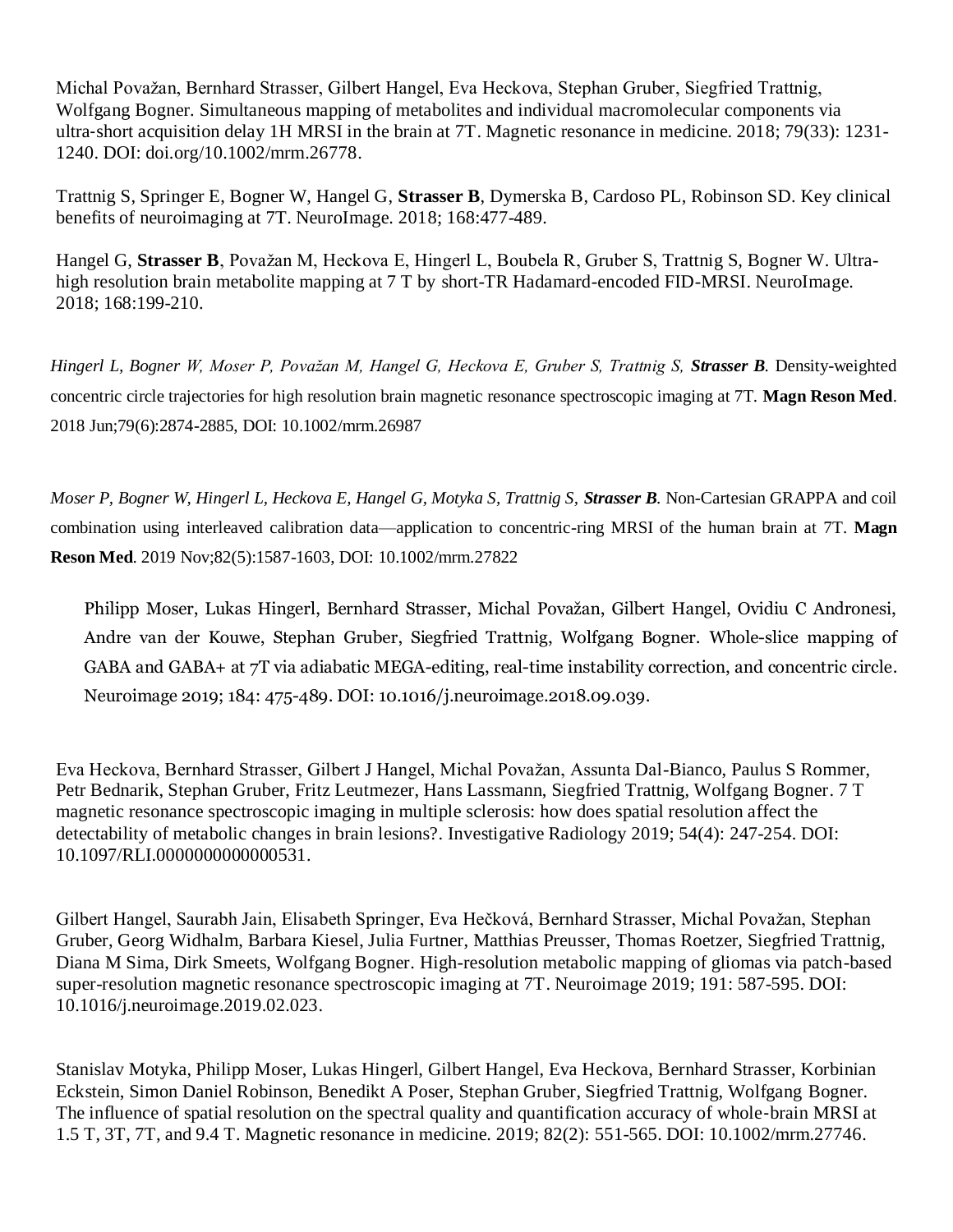Michal Považan, Bernhard Strasser, Gilbert Hangel, Eva Heckova, Stephan Gruber, Siegfried Trattnig, Wolfgang Bogner. Simultaneous mapping of metabolites and individual macromolecular components via ultra-short acquisition delay 1H MRSI in the brain at 7T. Magnetic resonance in medicine. 2018; 79(33): 1231-1240. DOI: doi.org/10.1002/mrm.26778.

Trattnig S, Springer E, Bogner W, Hangel G, **Strasser B**, Dymerska B, Cardoso PL, Robinson SD. Key clinical benefits of neuroimaging at 7T. NeuroImage. 2018; 168:477-489.

Hangel G, **Strasser B**, Považan M, Heckova E, Hingerl L, Boubela R, Gruber S, Trattnig S, Bogner W. Ultra-high resolution brain metabolite mapping at 7 T by short-TR Hadamard-encoded FID-MRSI. NeuroImage. 2018; 168:199-210.

*Hingerl L, Bogner W, Moser P, Považan M, Hangel G, Heckova E, Gruber S, Trattnig S,* ***Strasser B****.* Density-weighted concentric circle trajectories for high resolution brain magnetic resonance spectroscopic imaging at 7T. **Magn Reson Med**. 2018 Jun;79(6):2874-2885, DOI: 10.1002/mrm.26987

*Moser P, Bogner W, Hingerl L, Heckova E, Hangel G, Motyka S, Trattnig S,* ***Strasser B****.* Non-Cartesian GRAPPA and coil combination using interleaved calibration data—application to concentric-ring MRSI of the human brain at 7T. **Magn Reson Med**. 2019 Nov;82(5):1587-1603, DOI: 10.1002/mrm.27822

Philipp Moser, Lukas Hingerl, Bernhard Strasser, Michal Považan, Gilbert Hangel, Ovidiu C Andronesi, Andre van der Kouwe, Stephan Gruber, Siegfried Trattnig, Wolfgang Bogner. Whole-slice mapping of GABA and GABA+ at 7T via adiabatic MEGA-editing, real-time instability correction, and concentric circle. Neuroimage 2019; 184: 475-489. DOI: 10.1016/j.neuroimage.2018.09.039.

Eva Heckova, Bernhard Strasser, Gilbert J Hangel, Michal Považan, Assunta Dal-Bianco, Paulus S Rommer, Petr Bednarik, Stephan Gruber, Fritz Leutmezer, Hans Lassmann, Siegfried Trattnig, Wolfgang Bogner. 7 T magnetic resonance spectroscopic imaging in multiple sclerosis: how does spatial resolution affect the detectability of metabolic changes in brain lesions?. Investigative Radiology 2019; 54(4): 247-254. DOI: 10.1097/RLI.0000000000000531.

Gilbert Hangel, Saurabh Jain, Elisabeth Springer, Eva Hečková, Bernhard Strasser, Michal Považan, Stephan Gruber, Georg Widhalm, Barbara Kiesel, Julia Furtner, Matthias Preusser, Thomas Roetzer, Siegfried Trattnig, Diana M Sima, Dirk Smeets, Wolfgang Bogner. High-resolution metabolic mapping of gliomas via patch-based super-resolution magnetic resonance spectroscopic imaging at 7T. Neuroimage 2019; 191: 587-595. DOI: 10.1016/j.neuroimage.2019.02.023.

Stanislav Motyka, Philipp Moser, Lukas Hingerl, Gilbert Hangel, Eva Heckova, Bernhard Strasser, Korbinian Eckstein, Simon Daniel Robinson, Benedikt A Poser, Stephan Gruber, Siegfried Trattnig, Wolfgang Bogner. The influence of spatial resolution on the spectral quality and quantification accuracy of whole-brain MRSI at 1.5 T, 3T, 7T, and 9.4 T. Magnetic resonance in medicine. 2019; 82(2): 551-565. DOI: 10.1002/mrm.27746.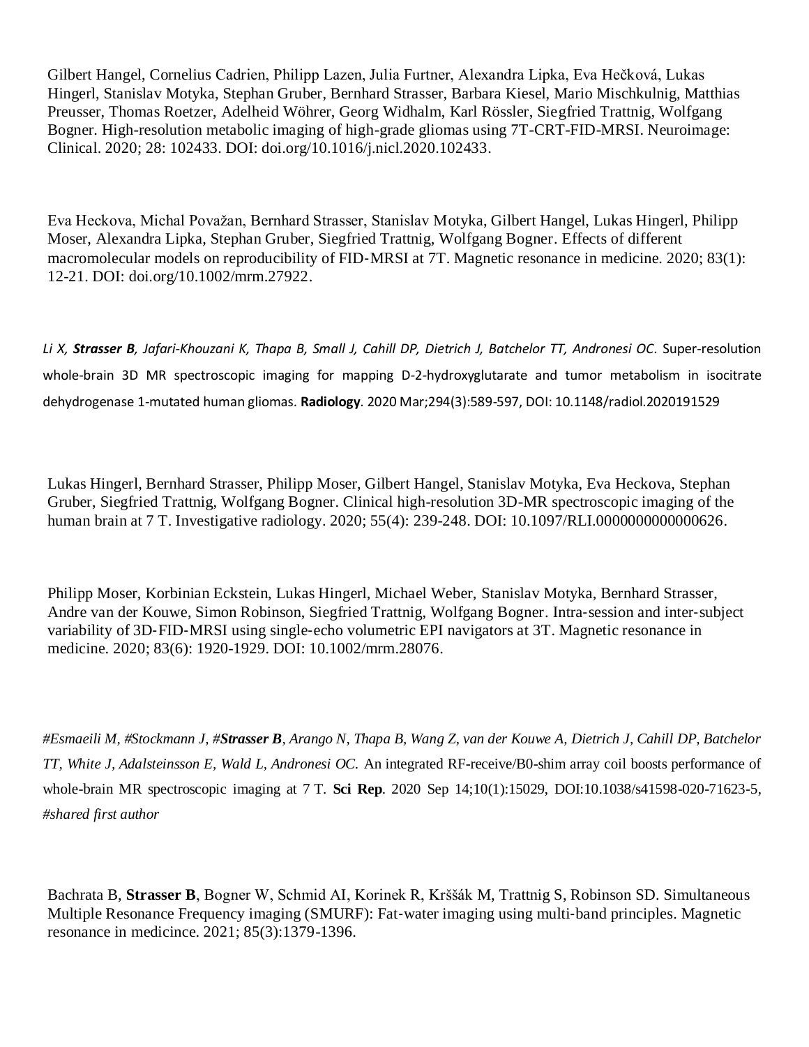Gilbert Hangel, Cornelius Cadrien, Philipp Lazen, Julia Furtner, Alexandra Lipka, Eva Hečková, Lukas Hingerl, Stanislav Motyka, Stephan Gruber, Bernhard Strasser, Barbara Kiesel, Mario Mischkulnig, Matthias Preusser, Thomas Roetzer, Adelheid Wöhrer, Georg Widhalm, Karl Rössler, Siegfried Trattnig, Wolfgang Bogner. High-resolution metabolic imaging of high-grade gliomas using 7T-CRT-FID-MRSI. Neuroimage: Clinical. 2020; 28: 102433. DOI: doi.org/10.1016/j.nicl.2020.102433.

Eva Heckova, Michal Považan, Bernhard Strasser, Stanislav Motyka, Gilbert Hangel, Lukas Hingerl, Philipp Moser, Alexandra Lipka, Stephan Gruber, Siegfried Trattnig, Wolfgang Bogner. Effects of different macromolecular models on reproducibility of FID-MRSI at 7T. Magnetic resonance in medicine. 2020; 83(1): 12-21. DOI: doi.org/10.1002/mrm.27922.

*Li X, **Strasser B**, Jafari-Khouzani K, Thapa B, Small J, Cahill DP, Dietrich J, Batchelor TT, Andronesi OC*. Super-resolution whole-brain 3D MR spectroscopic imaging for mapping D-2-hydroxyglutarate and tumor metabolism in isocitrate dehydrogenase 1-mutated human gliomas. **Radiology**. 2020 Mar;294(3):589-597, DOI: 10.1148/radiol.2020191529

Lukas Hingerl, Bernhard Strasser, Philipp Moser, Gilbert Hangel, Stanislav Motyka, Eva Heckova, Stephan Gruber, Siegfried Trattnig, Wolfgang Bogner. Clinical high-resolution 3D-MR spectroscopic imaging of the human brain at 7 T. Investigative radiology. 2020; 55(4): 239-248. DOI: 10.1097/RLI.0000000000000626.

Philipp Moser, Korbinian Eckstein, Lukas Hingerl, Michael Weber, Stanislav Motyka, Bernhard Strasser, Andre van der Kouwe, Simon Robinson, Siegfried Trattnig, Wolfgang Bogner. Intra-session and inter-subject variability of 3D-FID-MRSI using single-echo volumetric EPI navigators at 3T. Magnetic resonance in medicine. 2020; 83(6): 1920-1929. DOI: 10.1002/mrm.28076.

*#Esmaeili M, #Stockmann J, #**Strasser B**, Arango N, Thapa B, Wang Z, van der Kouwe A, Dietrich J, Cahill DP, Batchelor TT, White J, Adalsteinsson E, Wald L, Andronesi OC.* An integrated RF-receive/B0-shim array coil boosts performance of whole-brain MR spectroscopic imaging at 7 T. **Sci Rep**. 2020 Sep 14;10(1):15029, DOI:10.1038/s41598-020-71623-5, *#shared first author*

Bachrata B, **Strasser B**, Bogner W, Schmid AI, Korinek R, Krššák M, Trattnig S, Robinson SD. Simultaneous Multiple Resonance Frequency imaging (SMURF): Fat-water imaging using multi-band principles. Magnetic resonance in medicince. 2021; 85(3):1379-1396.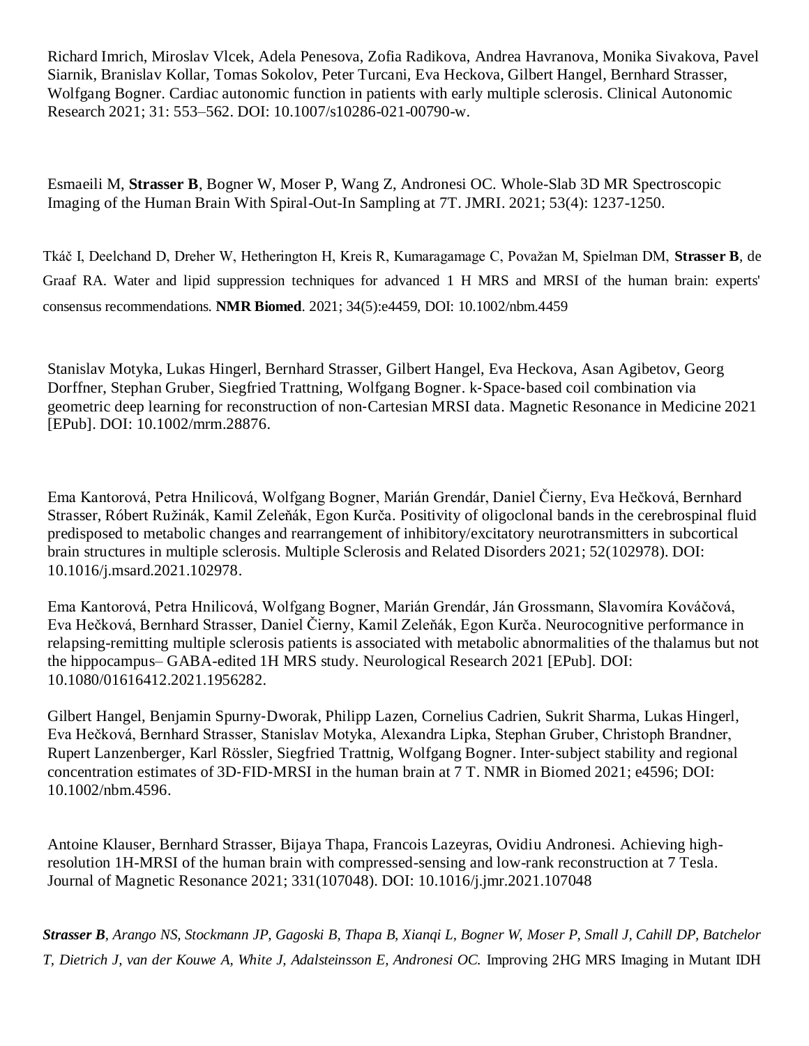Richard Imrich, Miroslav Vlcek, Adela Penesova, Zofia Radikova, Andrea Havranova, Monika Sivakova, Pavel Siarnik, Branislav Kollar, Tomas Sokolov, Peter Turcani, Eva Heckova, Gilbert Hangel, Bernhard Strasser, Wolfgang Bogner. Cardiac autonomic function in patients with early multiple sclerosis. Clinical Autonomic Research 2021; 31: 553–562. DOI: 10.1007/s10286-021-00790-w.

Esmaeili M, **Strasser B**, Bogner W, Moser P, Wang Z, Andronesi OC. Whole-Slab 3D MR Spectroscopic Imaging of the Human Brain With Spiral-Out-In Sampling at 7T. JMRI. 2021; 53(4): 1237-1250.

Tkáč I, Deelchand D, Dreher W, Hetherington H, Kreis R, Kumaragamage C, Považan M, Spielman DM, **Strasser B**, de Graaf RA. Water and lipid suppression techniques for advanced 1 H MRS and MRSI of the human brain: experts' consensus recommendations. **NMR Biomed**. 2021; 34(5):e4459, DOI: 10.1002/nbm.4459

Stanislav Motyka, Lukas Hingerl, Bernhard Strasser, Gilbert Hangel, Eva Heckova, Asan Agibetov, Georg Dorffner, Stephan Gruber, Siegfried Trattning, Wolfgang Bogner. k-Space-based coil combination via geometric deep learning for reconstruction of non-Cartesian MRSI data. Magnetic Resonance in Medicine 2021 [EPub]. DOI: 10.1002/mrm.28876.

Ema Kantorová, Petra Hnilicová, Wolfgang Bogner, Marián Grendár, Daniel Čierny, Eva Hečková, Bernhard Strasser, Róbert Ružinák, Kamil Zeleňák, Egon Kurča. Positivity of oligoclonal bands in the cerebrospinal fluid predisposed to metabolic changes and rearrangement of inhibitory/excitatory neurotransmitters in subcortical brain structures in multiple sclerosis. Multiple Sclerosis and Related Disorders 2021; 52(102978). DOI: 10.1016/j.msard.2021.102978.

Ema Kantorová, Petra Hnilicová, Wolfgang Bogner, Marián Grendár, Ján Grossmann, Slavomíra Kováčová, Eva Hečková, Bernhard Strasser, Daniel Čierny, Kamil Zeleňák, Egon Kurča. Neurocognitive performance in relapsing-remitting multiple sclerosis patients is associated with metabolic abnormalities of the thalamus but not the hippocampus– GABA-edited 1H MRS study. Neurological Research 2021 [EPub]. DOI: 10.1080/01616412.2021.1956282.

Gilbert Hangel, Benjamin Spurny-Dworak, Philipp Lazen, Cornelius Cadrien, Sukrit Sharma, Lukas Hingerl, Eva Hečková, Bernhard Strasser, Stanislav Motyka, Alexandra Lipka, Stephan Gruber, Christoph Brandner, Rupert Lanzenberger, Karl Rössler, Siegfried Trattnig, Wolfgang Bogner. Inter-subject stability and regional concentration estimates of 3D-FID-MRSI in the human brain at 7 T. NMR in Biomed 2021; e4596; DOI: 10.1002/nbm.4596.

Antoine Klauser, Bernhard Strasser, Bijaya Thapa, Francois Lazeyras, Ovidiu Andronesi. Achieving high-resolution 1H-MRSI of the human brain with compressed-sensing and low-rank reconstruction at 7 Tesla. Journal of Magnetic Resonance 2021; 331(107048). DOI: 10.1016/j.jmr.2021.107048

***Strasser B**, Arango NS, Stockmann JP, Gagoski B, Thapa B, Xianqi L, Bogner W, Moser P, Small J, Cahill DP, Batchelor T, Dietrich J, van der Kouwe A, White J, Adalsteinsson E, Andronesi OC.* Improving 2HG MRS Imaging in Mutant IDH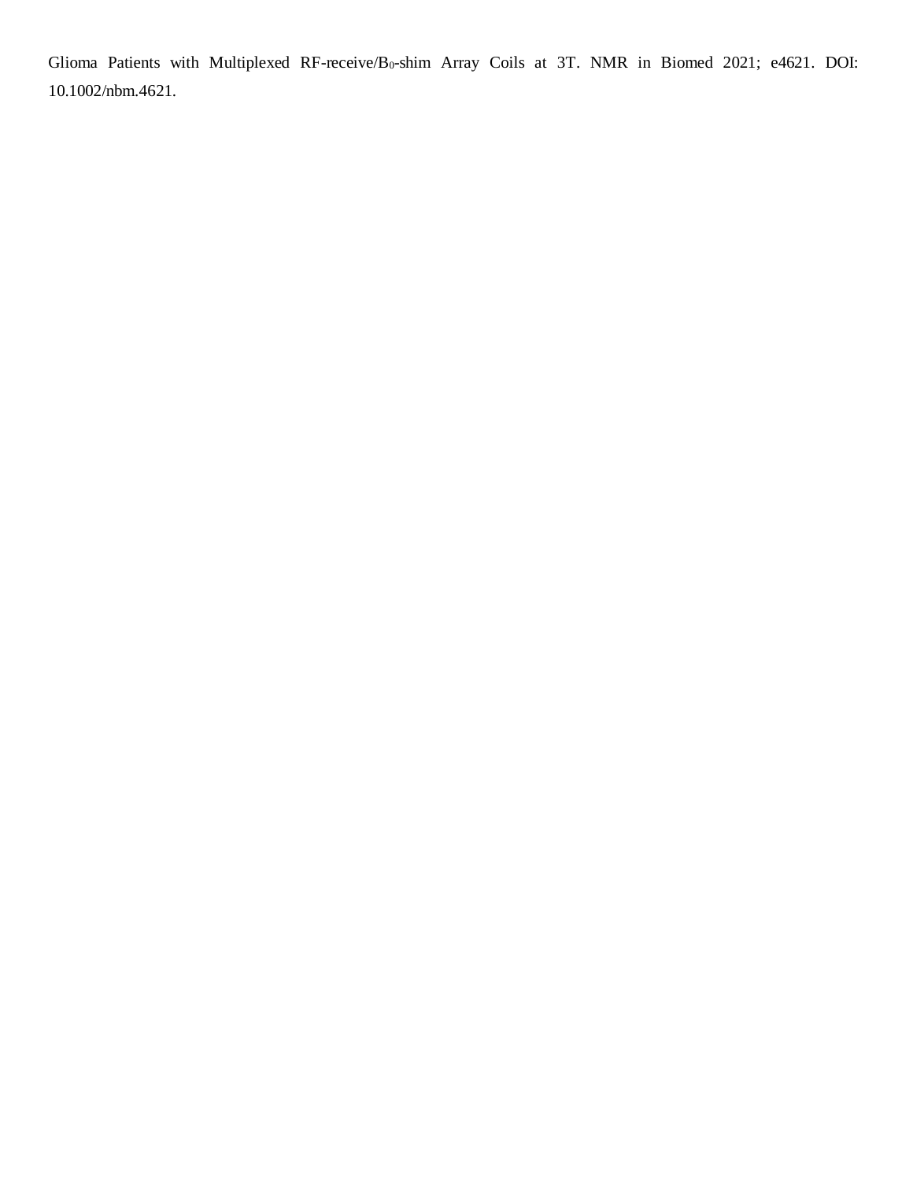Glioma Patients with Multiplexed RF-receive/$B_0$-shim Array Coils at 3T. NMR in Biomed 2021; e4621. DOI: 10.1002/nbm.4621.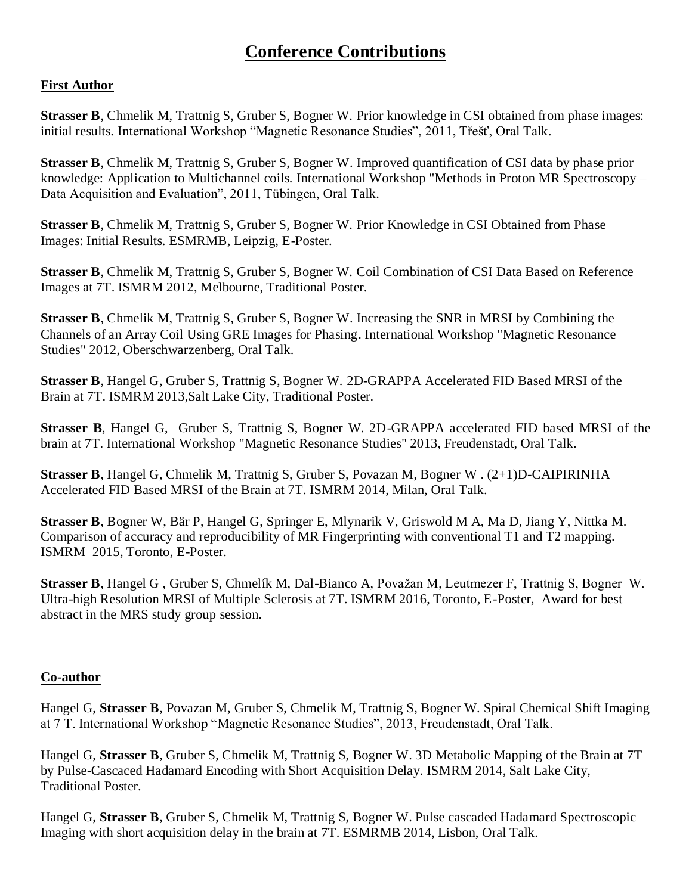# Conference Contributions

## First Author

**Strasser B**, Chmelik M, Trattnig S, Gruber S, Bogner W. Prior knowledge in CSI obtained from phase images: initial results. International Workshop “Magnetic Resonance Studies”, 2011, Třešť, Oral Talk.

**Strasser B**, Chmelik M, Trattnig S, Gruber S, Bogner W. Improved quantification of CSI data by phase prior knowledge: Application to Multichannel coils. International Workshop "Methods in Proton MR Spectroscopy – Data Acquisition and Evaluation”, 2011, Tübingen, Oral Talk.

**Strasser B**, Chmelik M, Trattnig S, Gruber S, Bogner W. Prior Knowledge in CSI Obtained from Phase Images: Initial Results. ESMRMB, Leipzig, E-Poster.

**Strasser B**, Chmelik M, Trattnig S, Gruber S, Bogner W. Coil Combination of CSI Data Based on Reference Images at 7T. ISMRM 2012, Melbourne, Traditional Poster.

**Strasser B**, Chmelik M, Trattnig S, Gruber S, Bogner W. Increasing the SNR in MRSI by Combining the Channels of an Array Coil Using GRE Images for Phasing. International Workshop "Magnetic Resonance Studies" 2012, Oberschwarzenberg, Oral Talk.

**Strasser B**, Hangel G, Gruber S, Trattnig S, Bogner W. 2D-GRAPPA Accelerated FID Based MRSI of the Brain at 7T. ISMRM 2013,Salt Lake City, Traditional Poster.

**Strasser B**, Hangel G, Gruber S, Trattnig S, Bogner W. 2D-GRAPPA accelerated FID based MRSI of the brain at 7T. International Workshop "Magnetic Resonance Studies" 2013, Freudenstadt, Oral Talk.

**Strasser B**, Hangel G, Chmelik M, Trattnig S, Gruber S, Povazan M, Bogner W . (2+1)D-CAIPIRINHA Accelerated FID Based MRSI of the Brain at 7T. ISMRM 2014, Milan, Oral Talk.

**Strasser B**, Bogner W, Bär P, Hangel G, Springer E, Mlynarik V, Griswold M A, Ma D, Jiang Y, Nittka M. Comparison of accuracy and reproducibility of MR Fingerprinting with conventional T1 and T2 mapping. ISMRM 2015, Toronto, E-Poster.

**Strasser B**, Hangel G , Gruber S, Chmelík M, Dal-Bianco A, Považan M, Leutmezer F, Trattnig S, Bogner W. Ultra-high Resolution MRSI of Multiple Sclerosis at 7T. ISMRM 2016, Toronto, E-Poster, Award for best abstract in the MRS study group session.

## Co-author

Hangel G, **Strasser B**, Povazan M, Gruber S, Chmelik M, Trattnig S, Bogner W. Spiral Chemical Shift Imaging at 7 T. International Workshop “Magnetic Resonance Studies”, 2013, Freudenstadt, Oral Talk.

Hangel G, **Strasser B**, Gruber S, Chmelik M, Trattnig S, Bogner W. 3D Metabolic Mapping of the Brain at 7T by Pulse-Cascaced Hadamard Encoding with Short Acquisition Delay. ISMRM 2014, Salt Lake City, Traditional Poster.

Hangel G, **Strasser B**, Gruber S, Chmelik M, Trattnig S, Bogner W. Pulse cascaded Hadamard Spectroscopic Imaging with short acquisition delay in the brain at 7T. ESMRMB 2014, Lisbon, Oral Talk.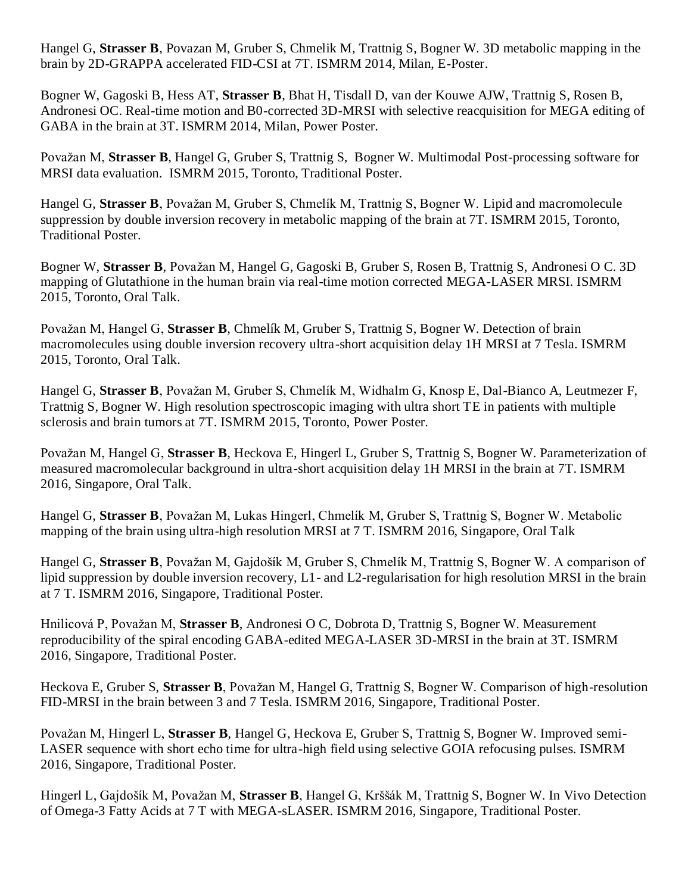Hangel G, **Strasser B**, Povazan M, Gruber S, Chmelik M, Trattnig S, Bogner W. 3D metabolic mapping in the brain by 2D-GRAPPA accelerated FID-CSI at 7T. ISMRM 2014, Milan, E-Poster.

Bogner W, Gagoski B, Hess AT, **Strasser B**, Bhat H, Tisdall D, van der Kouwe AJW, Trattnig S, Rosen B, Andronesi OC. Real-time motion and B0-corrected 3D-MRSI with selective reacquisition for MEGA editing of GABA in the brain at 3T. ISMRM 2014, Milan, Power Poster.

Považan M, **Strasser B**, Hangel G, Gruber S, Trattnig S, Bogner W. Multimodal Post-processing software for MRSI data evaluation. ISMRM 2015, Toronto, Traditional Poster.

Hangel G, **Strasser B**, Považan M, Gruber S, Chmelík M, Trattnig S, Bogner W. Lipid and macromolecule suppression by double inversion recovery in metabolic mapping of the brain at 7T. ISMRM 2015, Toronto, Traditional Poster.

Bogner W, **Strasser B**, Považan M, Hangel G, Gagoski B, Gruber S, Rosen B, Trattnig S, Andronesi O C. 3D mapping of Glutathione in the human brain via real-time motion corrected MEGA-LASER MRSI. ISMRM 2015, Toronto, Oral Talk.

Považan M, Hangel G, **Strasser B**, Chmelík M, Gruber S, Trattnig S, Bogner W. Detection of brain macromolecules using double inversion recovery ultra-short acquisition delay 1H MRSI at 7 Tesla. ISMRM 2015, Toronto, Oral Talk.

Hangel G, **Strasser B**, Považan M, Gruber S, Chmelík M, Widhalm G, Knosp E, Dal-Bianco A, Leutmezer F, Trattnig S, Bogner W. High resolution spectroscopic imaging with ultra short TE in patients with multiple sclerosis and brain tumors at 7T. ISMRM 2015, Toronto, Power Poster.

Považan M, Hangel G, **Strasser B**, Heckova E, Hingerl L, Gruber S, Trattnig S, Bogner W. Parameterization of measured macromolecular background in ultra-short acquisition delay 1H MRSI in the brain at 7T. ISMRM 2016, Singapore, Oral Talk.

Hangel G, **Strasser B**, Považan M, Lukas Hingerl, Chmelík M, Gruber S, Trattnig S, Bogner W. Metabolic mapping of the brain using ultra-high resolution MRSI at 7 T. ISMRM 2016, Singapore, Oral Talk

Hangel G, **Strasser B**, Považan M, Gajdošík M, Gruber S, Chmelík M, Trattnig S, Bogner W. A comparison of lipid suppression by double inversion recovery, L1- and L2-regularisation for high resolution MRSI in the brain at 7 T. ISMRM 2016, Singapore, Traditional Poster.

Hnilicová P, Považan M, **Strasser B**, Andronesi O C, Dobrota D, Trattnig S, Bogner W. Measurement reproducibility of the spiral encoding GABA-edited MEGA-LASER 3D-MRSI in the brain at 3T. ISMRM 2016, Singapore, Traditional Poster.

Heckova E, Gruber S, **Strasser B**, Považan M, Hangel G, Trattnig S, Bogner W. Comparison of high-resolution FID-MRSI in the brain between 3 and 7 Tesla. ISMRM 2016, Singapore, Traditional Poster.

Považan M, Hingerl L, **Strasser B**, Hangel G, Heckova E, Gruber S, Trattnig S, Bogner W. Improved semi-LASER sequence with short echo time for ultra-high field using selective GOIA refocusing pulses. ISMRM 2016, Singapore, Traditional Poster.

Hingerl L, Gajdošík M, Považan M, **Strasser B**, Hangel G, Krššák M, Trattnig S, Bogner W. In Vivo Detection of Omega-3 Fatty Acids at 7 T with MEGA-sLASER. ISMRM 2016, Singapore, Traditional Poster.